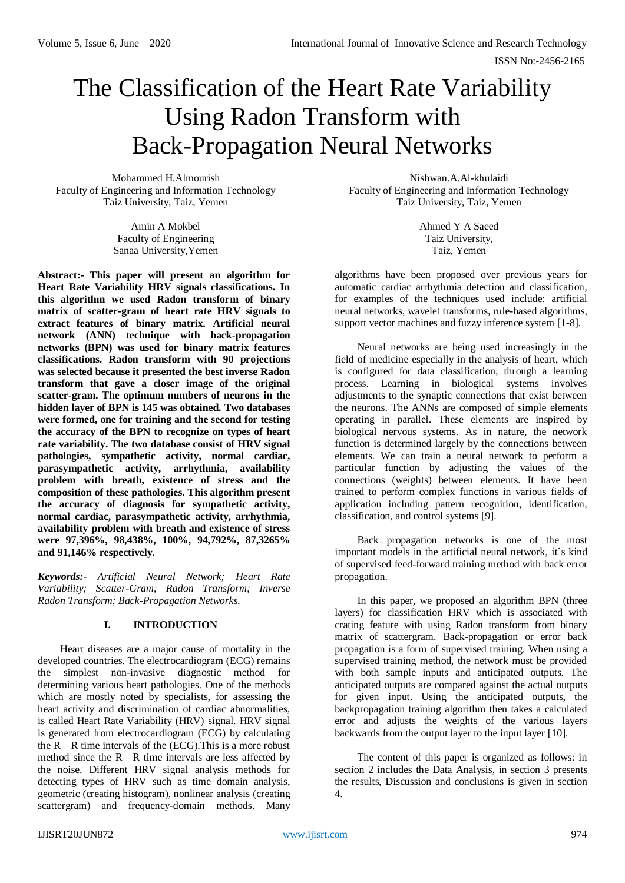# The Classification of the Heart Rate Variability Using Radon Transform with Back-Propagation Neural Networks

Mohammed H.Almourish
Faculty of Engineering and Information Technology
Taiz University, Taiz, Yemen

Nishwan.A.Al-khulaidi
Faculty of Engineering and Information Technology
Taiz University, Taiz, Yemen

Amin A Mokbel
Faculty of Engineering
Sanaa University,Yemen

Ahmed Y A Saeed
Taiz University,
Taiz, Yemen

**Abstract:- This paper will present an algorithm for Heart Rate Variability HRV signals classifications. In this algorithm we used Radon transform of binary matrix of scatter-gram of heart rate HRV signals to extract features of binary matrix. Artificial neural network (ANN) technique with back-propagation networks (BPN) was used for binary matrix features classifications. Radon transform with 90 projections was selected because it presented the best inverse Radon transform that gave a closer image of the original scatter-gram. The optimum numbers of neurons in the hidden layer of BPN is 145 was obtained. Two databases were formed, one for training and the second for testing the accuracy of the BPN to recognize on types of heart rate variability. The two database consist of HRV signal pathologies, sympathetic activity, normal cardiac, parasympathetic activity, arrhythmia, availability problem with breath, existence of stress and the composition of these pathologies. This algorithm present the accuracy of diagnosis for sympathetic activity, normal cardiac, parasympathetic activity, arrhythmia, availability problem with breath and existence of stress were 97,396%, 98,438%, 100%, 94,792%, 87,3265% and 91,146% respectively.**

***Keywords:-*** *Artificial Neural Network; Heart Rate Variability; Scatter-Gram; Radon Transform; Inverse Radon Transform; Back-Propagation Networks.*

## I. INTRODUCTION

Heart diseases are a major cause of mortality in the developed countries. The electrocardiogram (ECG) remains the simplest non-invasive diagnostic method for determining various heart pathologies. One of the methods which are mostly noted by specialists, for assessing the heart activity and discrimination of cardiac abnormalities, is called Heart Rate Variability (HRV) signal. HRV signal is generated from electrocardiogram (ECG) by calculating the R—R time intervals of the (ECG).This is a more robust method since the R—R time intervals are less affected by the noise. Different HRV signal analysis methods for detecting types of HRV such as time domain analysis, geometric (creating histogram), nonlinear analysis (creating scattergram) and frequency-domain methods. Many algorithms have been proposed over previous years for automatic cardiac arrhythmia detection and classification, for examples of the techniques used include: artificial neural networks, wavelet transforms, rule-based algorithms, support vector machines and fuzzy inference system [1-8].

Neural networks are being used increasingly in the field of medicine especially in the analysis of heart, which is configured for data classification, through a learning process. Learning in biological systems involves adjustments to the synaptic connections that exist between the neurons. The ANNs are composed of simple elements operating in parallel. These elements are inspired by biological nervous systems. As in nature, the network function is determined largely by the connections between elements. We can train a neural network to perform a particular function by adjusting the values of the connections (weights) between elements. It have been trained to perform complex functions in various fields of application including pattern recognition, identification, classification, and control systems [9].

Back propagation networks is one of the most important models in the artificial neural network, it's kind of supervised feed-forward training method with back error propagation.

In this paper, we proposed an algorithm BPN (three layers) for classification HRV which is associated with crating feature with using Radon transform from binary matrix of scattergram. Back-propagation or error back propagation is a form of supervised training. When using a supervised training method, the network must be provided with both sample inputs and anticipated outputs. The anticipated outputs are compared against the actual outputs for given input. Using the anticipated outputs, the backpropagation training algorithm then takes a calculated error and adjusts the weights of the various layers backwards from the output layer to the input layer [10].

The content of this paper is organized as follows: in section 2 includes the Data Analysis, in section 3 presents the results, Discussion and conclusions is given in section 4.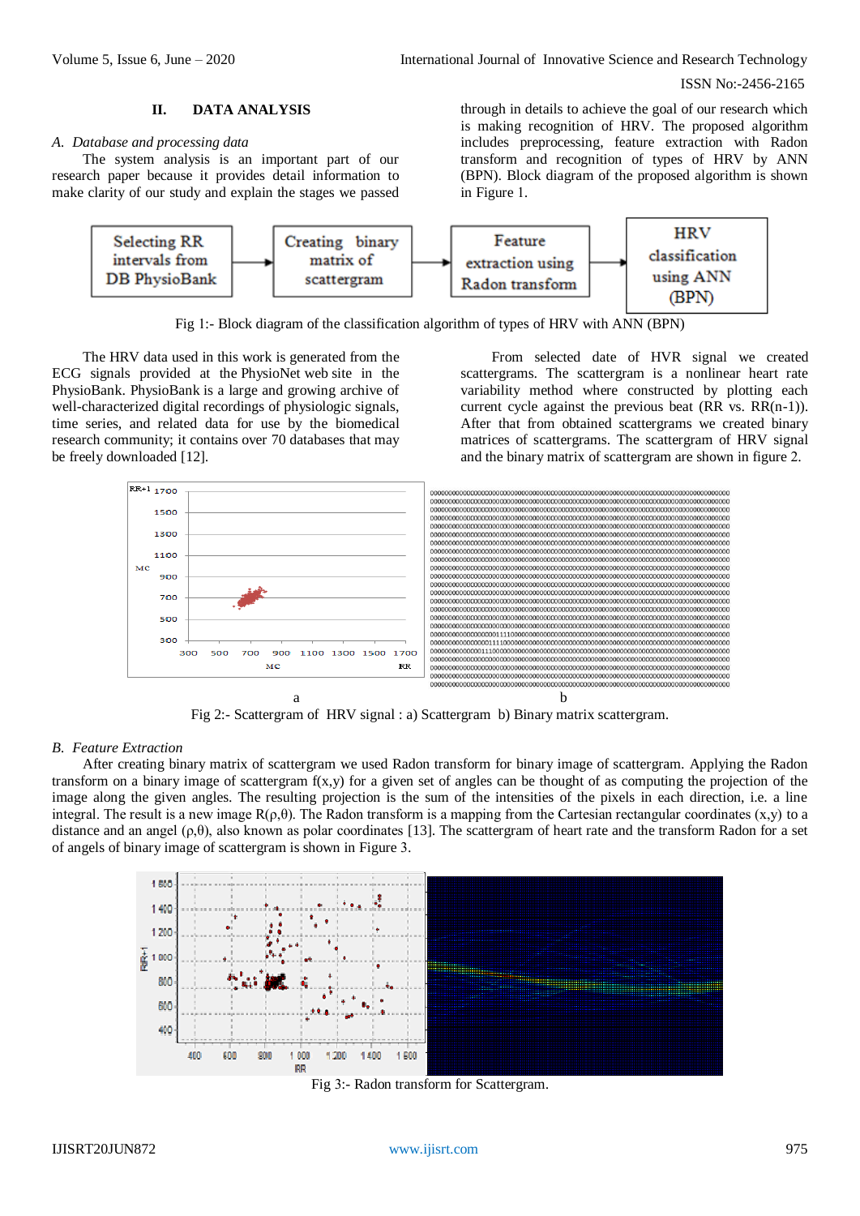## II. DATA ANALYSIS

### *A. Database and processing data*

The system analysis is an important part of our research paper because it provides detail information to make clarity of our study and explain the stages we passed through in details to achieve the goal of our research which is making recognition of HRV. The proposed algorithm includes preprocessing, feature extraction with Radon transform and recognition of types of HRV by ANN (BPN). Block diagram of the proposed algorithm is shown in Figure 1.

Selecting RR intervals from DB PhysioBank → Creating binary matrix of scattergram → Feature extraction using Radon transform → HRV classification using ANN (BPN)

Fig 1:- Block diagram of the classification algorithm of types of HRV with ANN (BPN)

The HRV data used in this work is generated from the ECG signals provided at the PhysioNet web site in the PhysioBank. PhysioBank is a large and growing archive of well-characterized digital recordings of physiologic signals, time series, and related data for use by the biomedical research community; it contains over 70 databases that may be freely downloaded [12].

From selected date of HVR signal we created scattergrams. The scattergram is a nonlinear heart rate variability method where constructed by plotting each current cycle against the previous beat (RR vs. RR(n-1)). After that from obtained scattergrams we created binary matrices of scattergrams. The scattergram of HRV signal and the binary matrix of scattergram are shown in figure 2.

Fig 2:- Scattergram of HRV signal : a) Scattergram b) Binary matrix scattergram.

### *B. Feature Extraction*

After creating binary matrix of scattergram we used Radon transform for binary image of scattergram. Applying the Radon transform on a binary image of scattergram f(x,y) for a given set of angles can be thought of as computing the projection of the image along the given angles. The resulting projection is the sum of the intensities of the pixels in each direction, i.e. a line integral. The result is a new image R(ρ,θ). The Radon transform is a mapping from the Cartesian rectangular coordinates (x,y) to a distance and an angel (ρ,θ), also known as polar coordinates [13]. The scattergram of heart rate and the transform Radon for a set of angels of binary image of scattergram is shown in Figure 3.

Fig 3:- Radon transform for Scattergram.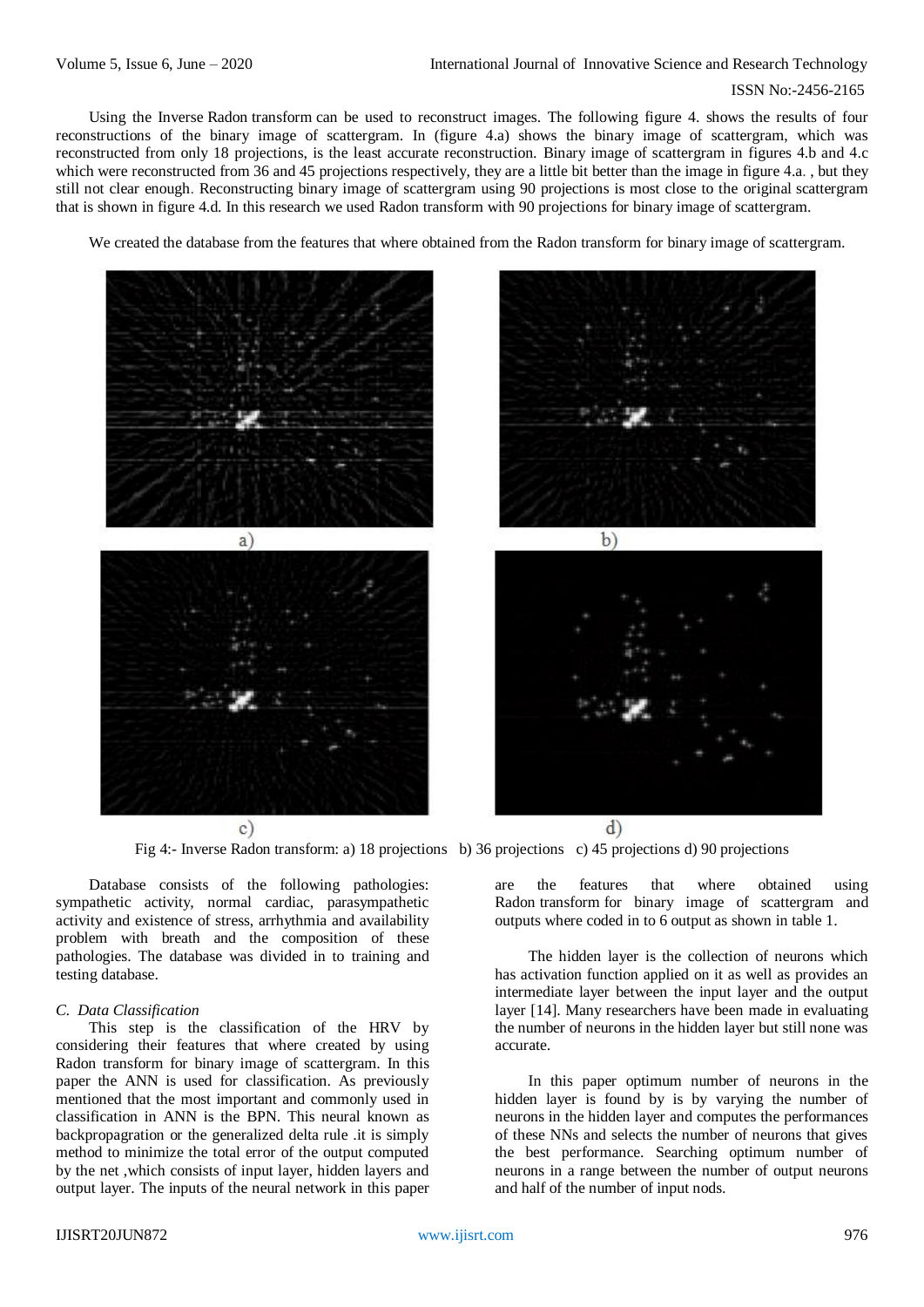Using the Inverse Radon transform can be used to reconstruct images. The following figure 4. shows the results of four reconstructions of the binary image of scattergram. In (figure 4.a) shows the binary image of scattergram, which was reconstructed from only 18 projections, is the least accurate reconstruction. Binary image of scattergram in figures 4.b and 4.c which were reconstructed from 36 and 45 projections respectively, they are a little bit better than the image in figure 4.a. , but they still not clear enough. Reconstructing binary image of scattergram using 90 projections is most close to the original scattergram that is shown in figure 4.d. In this research we used Radon transform with 90 projections for binary image of scattergram.

We created the database from the features that where obtained from the Radon transform for binary image of scattergram.

a)

b)

c)

d)

Fig 4:- Inverse Radon transform: a) 18 projections b) 36 projections c) 45 projections d) 90 projections

Database consists of the following pathologies: sympathetic activity, normal cardiac, parasympathetic activity and existence of stress, arrhythmia and availability problem with breath and the composition of these pathologies. The database was divided in to training and testing database.

*C. Data Classification*

This step is the classification of the HRV by considering their features that where created by using Radon transform for binary image of scattergram. In this paper the ANN is used for classification. As previously mentioned that the most important and commonly used in classification in ANN is the BPN. This neural known as backpropagration or the generalized delta rule .it is simply method to minimize the total error of the output computed by the net ,which consists of input layer, hidden layers and output layer. The inputs of the neural network in this paper are the features that where obtained using Radon transform for binary image of scattergram and outputs where coded in to 6 output as shown in table 1.

The hidden layer is the collection of neurons which has activation function applied on it as well as provides an intermediate layer between the input layer and the output layer [14]. Many researchers have been made in evaluating the number of neurons in the hidden layer but still none was accurate.

In this paper optimum number of neurons in the hidden layer is found by is by varying the number of neurons in the hidden layer and computes the performances of these NNs and selects the number of neurons that gives the best performance. Searching optimum number of neurons in a range between the number of output neurons and half of the number of input nods.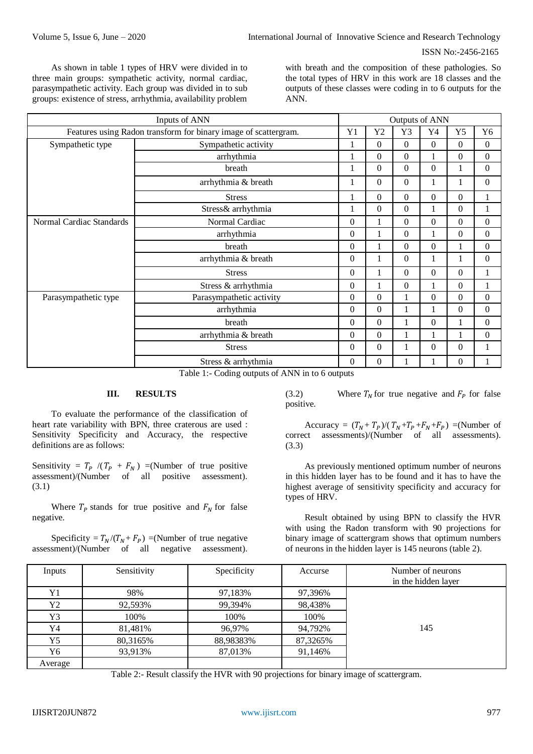As shown in table 1 types of HRV were divided in to three main groups: sympathetic activity, normal cardiac, parasympathetic activity. Each group was divided in to sub groups: existence of stress, arrhythmia, availability problem with breath and the composition of these pathologies. So the total types of HRV in this work are 18 classes and the outputs of these classes were coding in to 6 outputs for the ANN.

| Inputs of ANN | | Outputs of ANN | | | | | |
|---|---|---|---|---|---|---|---|
| Features using Radon transform for binary image of scattergram. | | Y1 | Y2 | Y3 | Y4 | Y5 | Y6 |
| Sympathetic type | Sympathetic activity | 1 | 0 | 0 | 0 | 0 | 0 |
| | arrhythmia | 1 | 0 | 0 | 1 | 0 | 0 |
| | breath | 1 | 0 | 0 | 0 | 1 | 0 |
| | arrhythmia & breath | 1 | 0 | 0 | 1 | 1 | 0 |
| | Stress | 1 | 0 | 0 | 0 | 0 | 1 |
| | Stress& arrhythmia | 1 | 0 | 0 | 1 | 0 | 1 |
| Normal Cardiac Standards | Normal Cardiac | 0 | 1 | 0 | 0 | 0 | 0 |
| | arrhythmia | 0 | 1 | 0 | 1 | 0 | 0 |
| | breath | 0 | 1 | 0 | 0 | 1 | 0 |
| | arrhythmia & breath | 0 | 1 | 0 | 1 | 1 | 0 |
| | Stress | 0 | 1 | 0 | 0 | 0 | 1 |
| | Stress & arrhythmia | 0 | 1 | 0 | 1 | 0 | 1 |
| Parasympathetic type | Parasympathetic activity | 0 | 0 | 1 | 0 | 0 | 0 |
| | arrhythmia | 0 | 0 | 1 | 1 | 0 | 0 |
| | breath | 0 | 0 | 1 | 0 | 1 | 0 |
| | arrhythmia & breath | 0 | 0 | 1 | 1 | 1 | 0 |
| | Stress | 0 | 0 | 1 | 0 | 0 | 1 |
| | Stress & arrhythmia | 0 | 0 | 1 | 1 | 0 | 1 |

Table 1:- Coding outputs of ANN in to 6 outputs

## III. RESULTS

To evaluate the performance of the classification of heart rate variability with BPN, three craterous are used : Sensitivity Specificity and Accuracy, the respective definitions are as follows:

Sensitivity = $T_P$ /($T_P$ + $F_N$) =(Number of true positive assessment)/(Number of all positive assessment). (3.1)

Where $T_P$ stands for true positive and $F_N$ for false negative.

Specificity = $T_N$/($T_N$+ $F_P$) =(Number of true negative assessment)/(Number of all negative assessment). (3.2) Where $T_N$ for true negative and $F_P$ for false positive.

Accuracy = ($T_N$+ $T_P$)/( $T_N$+$T_P$ +$F_N$+$F_P$) =(Number of correct assessments)/(Number of all assessments). (3.3)

As previously mentioned optimum number of neurons in this hidden layer has to be found and it has to have the highest average of sensitivity specificity and accuracy for types of HRV.

Result obtained by using BPN to classify the HVR with using the Radon transform with 90 projections for binary image of scattergram shows that optimum numbers of neurons in the hidden layer is 145 neurons (table 2).

| Inputs | Sensitivity | Specificity | Accurse | Number of neurons in the hidden layer |
|---|---|---|---|---|
| Y1 | 98% | 97,183% | 97,396% | 145 |
| Y2 | 92,593% | 99,394% | 98,438% | |
| Y3 | 100% | 100% | 100% | |
| Y4 | 81,481% | 96,97% | 94,792% | |
| Y5 | 80,3165% | 88,98383% | 87,3265% | |
| Y6 | 93,913% | 87,013% | 91,146% | |
| Average | | | | |

Table 2:- Result classify the HVR with 90 projections for binary image of scattergram.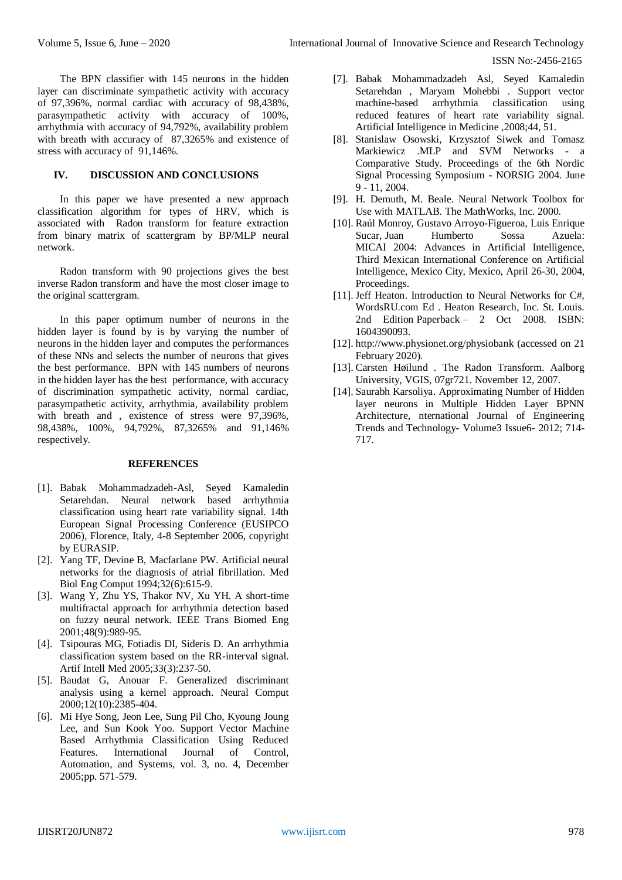The BPN classifier with 145 neurons in the hidden layer can discriminate sympathetic activity with accuracy of 97,396%, normal cardiac with accuracy of 98,438%, parasympathetic activity with accuracy of 100%, arrhythmia with accuracy of 94,792%, availability problem with breath with accuracy of 87,3265% and existence of stress with accuracy of 91,146%.

## IV. DISCUSSION AND CONCLUSIONS

In this paper we have presented a new approach classification algorithm for types of HRV, which is associated with Radon transform for feature extraction from binary matrix of scattergram by BP/MLP neural network.

Radon transform with 90 projections gives the best inverse Radon transform and have the most closer image to the original scattergram.

In this paper optimum number of neurons in the hidden layer is found by is by varying the number of neurons in the hidden layer and computes the performances of these NNs and selects the number of neurons that gives the best performance. BPN with 145 numbers of neurons in the hidden layer has the best performance, with accuracy of discrimination sympathetic activity, normal cardiac, parasympathetic activity, arrhythmia, availability problem with breath and , existence of stress were 97,396%, 98,438%, 100%, 94,792%, 87,3265% and 91,146% respectively.

## REFERENCES

[1]. Babak Mohammadzadeh-Asl, Seyed Kamaledin Setarehdan. Neural network based arrhythmia classification using heart rate variability signal. 14th European Signal Processing Conference (EUSIPCO 2006), Florence, Italy, 4-8 September 2006, copyright by EURASIP.

[2]. Yang TF, Devine B, Macfarlane PW. Artificial neural networks for the diagnosis of atrial fibrillation. Med Biol Eng Comput 1994;32(6):615-9.

[3]. Wang Y, Zhu YS, Thakor NV, Xu YH. A short-time multifractal approach for arrhythmia detection based on fuzzy neural network. IEEE Trans Biomed Eng 2001;48(9):989-95.

[4]. Tsipouras MG, Fotiadis DI, Sideris D. An arrhythmia classification system based on the RR-interval signal. Artif Intell Med 2005;33(3):237-50.

[5]. Baudat G, Anouar F. Generalized discriminant analysis using a kernel approach. Neural Comput 2000;12(10):2385-404.

[6]. Mi Hye Song, Jeon Lee, Sung Pil Cho, Kyoung Joung Lee, and Sun Kook Yoo. Support Vector Machine Based Arrhythmia Classification Using Reduced Features. International Journal of Control, Automation, and Systems, vol. 3, no. 4, December 2005;pp. 571-579.

[7]. Babak Mohammadzadeh Asl, Seyed Kamaledin Setarehdan , Maryam Mohebbi . Support vector machine-based arrhythmia classification using reduced features of heart rate variability signal. Artificial Intelligence in Medicine ,2008;44, 51.

[8]. Stanislaw Osowski, Krzysztof Siwek and Tomasz Markiewicz .MLP and SVM Networks - a Comparative Study. Proceedings of the 6th Nordic Signal Processing Symposium - NORSIG 2004. June 9 - 11, 2004.

[9]. H. Demuth, M. Beale. Neural Network Toolbox for Use with MATLAB. The MathWorks, Inc. 2000.

[10]. Raúl Monroy, Gustavo Arroyo-Figueroa, Luis Enrique Sucar, Juan Humberto Sossa Azuela: MICAI 2004: Advances in Artificial Intelligence, Third Mexican International Conference on Artificial Intelligence, Mexico City, Mexico, April 26-30, 2004, Proceedings.

[11]. Jeff Heaton. Introduction to Neural Networks for C#, WordsRU.com Ed . Heaton Research, Inc. St. Louis. 2nd Edition Paperback – 2 Oct 2008. ISBN: 1604390093.

[12]. http://www.physionet.org/physiobank (accessed on 21 February 2020).

[13]. Carsten Høilund . The Radon Transform. Aalborg University, VGIS, 07gr721. November 12, 2007.

[14]. Saurabh Karsoliya. Approximating Number of Hidden layer neurons in Multiple Hidden Layer BPNN Architecture, nternational Journal of Engineering Trends and Technology- Volume3 Issue6- 2012; 714-717.